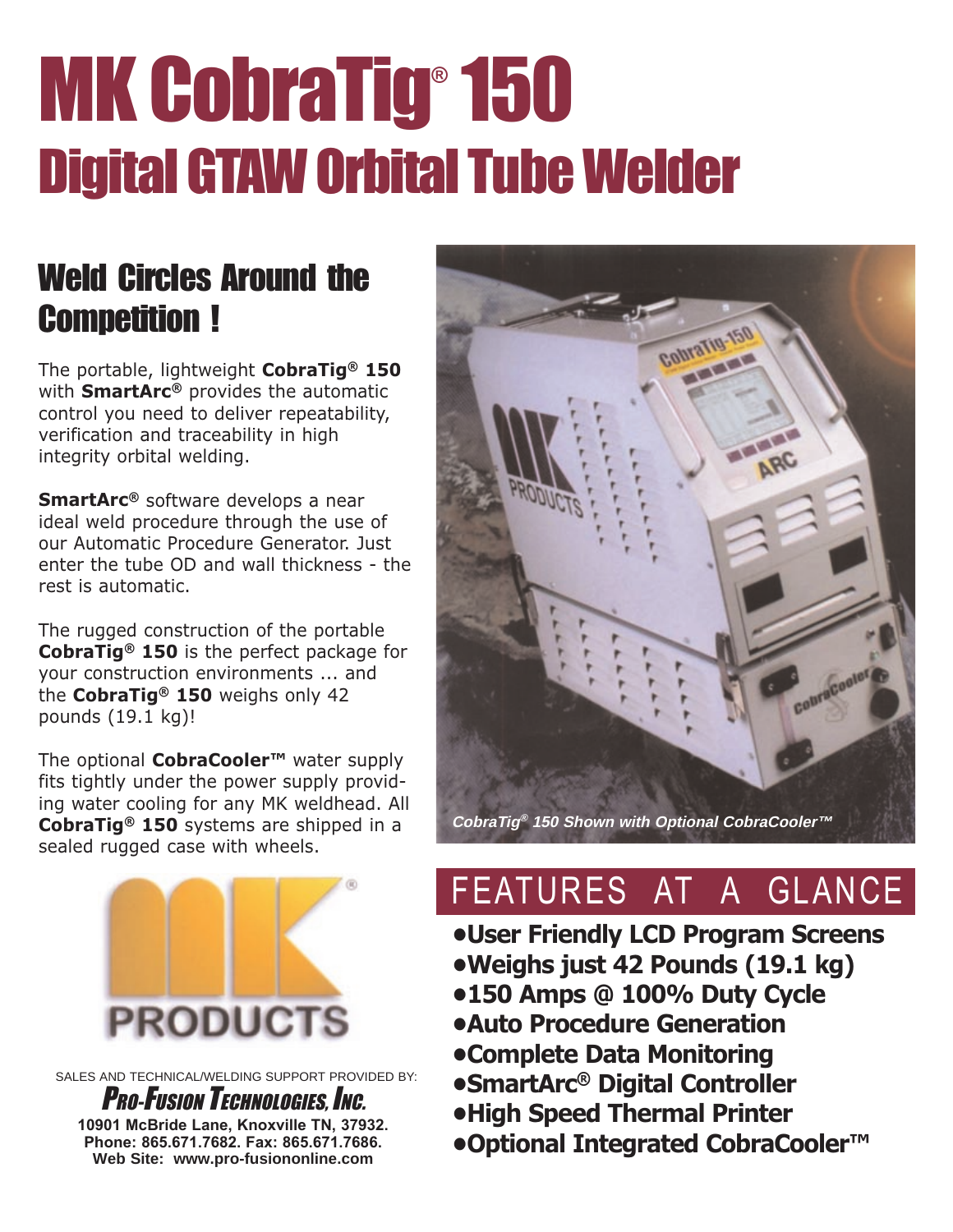# MK CobraTig® 150

## Digital GTAW Orbital Tube Welder

### Weld Circles Around the Competition !

The portable, lightweight **CobraTig® 150** with **SmartArc®** provides the automatic control you need to deliver repeatability, verification and traceability in high integrity orbital welding.

**SmartArc®** software develops a near ideal weld procedure through the use of our Automatic Procedure Generator. Just enter the tube OD and wall thickness - the rest is automatic.

The rugged construction of the portable **CobraTig® 150** is the perfect package for your construction environments ... and the **CobraTig® 150** weighs only 42 pounds (19.1 kg)!

The optional **CobraCooler™** water supply fits tightly under the power supply providing water cooling for any MK weldhead. All **CobraTig® 150** systems are shipped in a sealed rugged case with wheels.

*CobraTig® 150 Shown with Optional CobraCooler™*

## FEATURES AT A GLANCE

- **User Friendly LCD Program Screens**
- **Weighs just 42 Pounds (19.1 kg)**
- **150 Amps @ 100% Duty Cycle**
- **Auto Procedure Generation**
- **Complete Data Monitoring**
- **SmartArc® Digital Controller**
- **High Speed Thermal Printer**
- **Optional Integrated CobraCooler™**

MK PRODUCTS®

SALES AND TECHNICAL/WELDING SUPPORT PROVIDED BY:

**PRO-FUSION TECHNOLOGIES, INC.**

**10901 McBride Lane, Knoxville TN, 37932.**
**Phone: 865.671.7682. Fax: 865.671.7686.**
**Web Site: www.pro-fusiononline.com**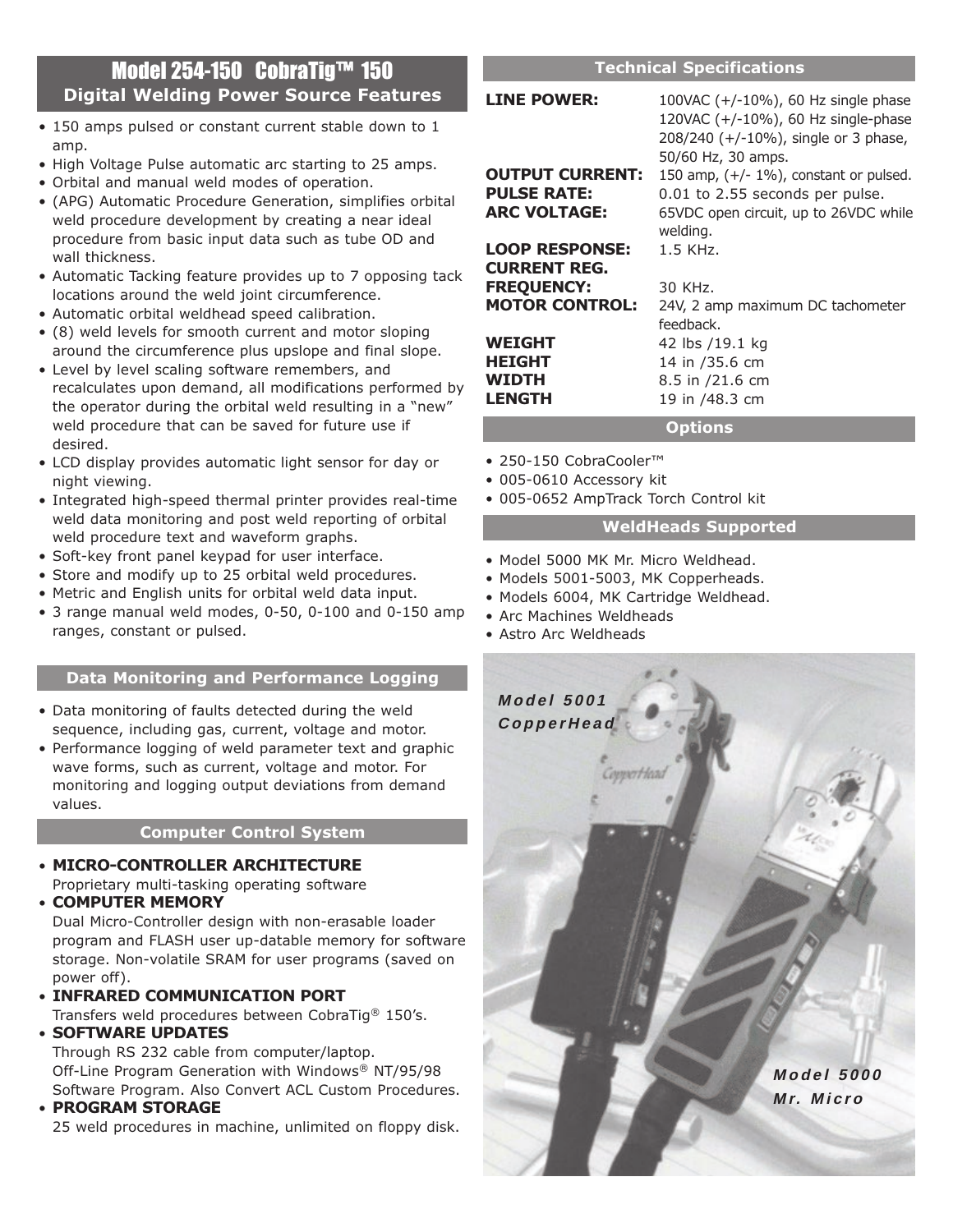# Model 254-150 CobraTig™ 150

## Digital Welding Power Source Features

- 150 amps pulsed or constant current stable down to 1 amp.
- High Voltage Pulse automatic arc starting to 25 amps.
- Orbital and manual weld modes of operation.
- (APG) Automatic Procedure Generation, simplifies orbital weld procedure development by creating a near ideal procedure from basic input data such as tube OD and wall thickness.
- Automatic Tacking feature provides up to 7 opposing tack locations around the weld joint circumference.
- Automatic orbital weldhead speed calibration.
- (8) weld levels for smooth current and motor sloping around the circumference plus upslope and final slope.
- Level by level scaling software remembers, and recalculates upon demand, all modifications performed by the operator during the orbital weld resulting in a "new" weld procedure that can be saved for future use if desired.
- LCD display provides automatic light sensor for day or night viewing.
- Integrated high-speed thermal printer provides real-time weld data monitoring and post weld reporting of orbital weld procedure text and waveform graphs.
- Soft-key front panel keypad for user interface.
- Store and modify up to 25 orbital weld procedures.
- Metric and English units for orbital weld data input.
- 3 range manual weld modes, 0-50, 0-100 and 0-150 amp ranges, constant or pulsed.

## Data Monitoring and Performance Logging

- Data monitoring of faults detected during the weld sequence, including gas, current, voltage and motor.
- Performance logging of weld parameter text and graphic wave forms, such as current, voltage and motor. For monitoring and logging output deviations from demand values.

## Computer Control System

- **MICRO-CONTROLLER ARCHITECTURE**
  Proprietary multi-tasking operating software
- **COMPUTER MEMORY**
  Dual Micro-Controller design with non-erasable loader program and FLASH user up-datable memory for software storage. Non-volatile SRAM for user programs (saved on power off).
- **INFRARED COMMUNICATION PORT**
  Transfers weld procedures between CobraTig® 150's.
- **SOFTWARE UPDATES**
  Through RS 232 cable from computer/laptop.
  Off-Line Program Generation with Windows® NT/95/98 Software Program. Also Convert ACL Custom Procedures.
- **PROGRAM STORAGE**
  25 weld procedures in machine, unlimited on floppy disk.

## Technical Specifications

| | |
|---|---|
| **LINE POWER:** | 100VAC (+/-10%), 60 Hz single phase<br>120VAC (+/-10%), 60 Hz single-phase<br>208/240 (+/-10%), single or 3 phase, 50/60 Hz, 30 amps. |
| **OUTPUT CURRENT:** | 150 amp, (+/- 1%), constant or pulsed. |
| **PULSE RATE:** | 0.01 to 2.55 seconds per pulse. |
| **ARC VOLTAGE:** | 65VDC open circuit, up to 26VDC while welding. |
| **LOOP RESPONSE:** | 1.5 KHz. |
| **CURRENT REG. FREQUENCY:** | 30 KHz. |
| **MOTOR CONTROL:** | 24V, 2 amp maximum DC tachometer feedback. |
| **WEIGHT** | 42 lbs /19.1 kg |
| **HEIGHT** | 14 in /35.6 cm |
| **WIDTH** | 8.5 in /21.6 cm |
| **LENGTH** | 19 in /48.3 cm |

## Options

- 250-150 CobraCooler™
- 005-0610 Accessory kit
- 005-0652 AmpTrack Torch Control kit

## WeldHeads Supported

- Model 5000 MK Mr. Micro Weldhead.
- Models 5001-5003, MK Copperheads.
- Models 6004, MK Cartridge Weldhead.
- Arc Machines Weldheads
- Astro Arc Weldheads

*Model 5001 CopperHead*

*Model 5000 Mr. Micro*